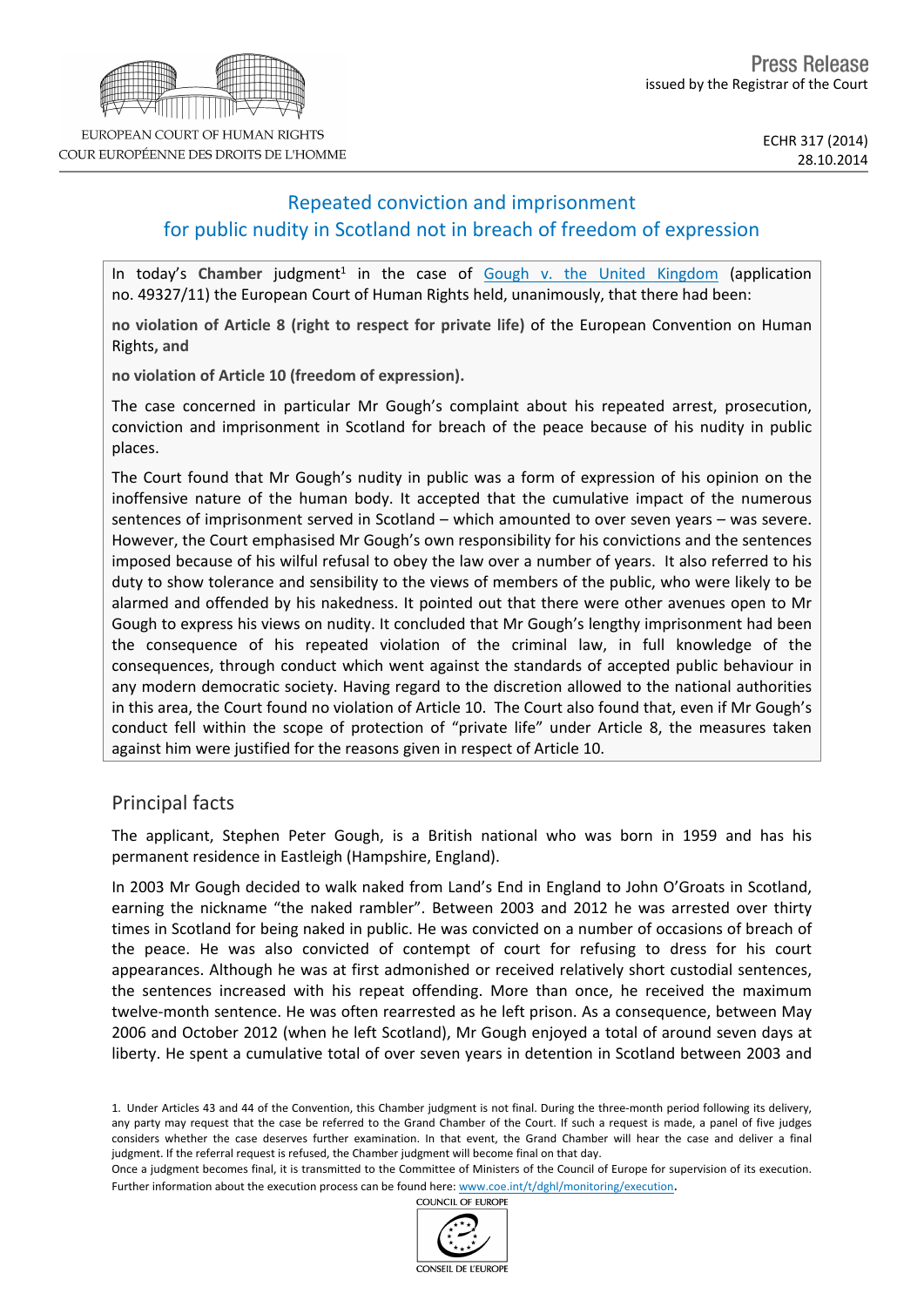EUROPEAN COURT OF HUMAN RIGHTS
COUR EUROPÉENNE DES DROITS DE L'HOMME

**Press Release**
issued by the Registrar of the Court

ECHR 317 (2014)
28.10.2014

# Repeated conviction and imprisonment for public nudity in Scotland not in breach of freedom of expression

In today's **Chamber** judgment[1] in the case of Gough v. the United Kingdom (application no. 49327/11) the European Court of Human Rights held, unanimously, that there had been:

**no violation of Article 8 (right to respect for private life)** of the European Convention on Human Rights, **and**

**no violation of Article 10 (freedom of expression).**

The case concerned in particular Mr Gough's complaint about his repeated arrest, prosecution, conviction and imprisonment in Scotland for breach of the peace because of his nudity in public places.

The Court found that Mr Gough's nudity in public was a form of expression of his opinion on the inoffensive nature of the human body. It accepted that the cumulative impact of the numerous sentences of imprisonment served in Scotland – which amounted to over seven years – was severe. However, the Court emphasised Mr Gough's own responsibility for his convictions and the sentences imposed because of his wilful refusal to obey the law over a number of years. It also referred to his duty to show tolerance and sensibility to the views of members of the public, who were likely to be alarmed and offended by his nakedness. It pointed out that there were other avenues open to Mr Gough to express his views on nudity. It concluded that Mr Gough's lengthy imprisonment had been the consequence of his repeated violation of the criminal law, in full knowledge of the consequences, through conduct which went against the standards of accepted public behaviour in any modern democratic society. Having regard to the discretion allowed to the national authorities in this area, the Court found no violation of Article 10. The Court also found that, even if Mr Gough's conduct fell within the scope of protection of "private life" under Article 8, the measures taken against him were justified for the reasons given in respect of Article 10.

## Principal facts

The applicant, Stephen Peter Gough, is a British national who was born in 1959 and has his permanent residence in Eastleigh (Hampshire, England).

In 2003 Mr Gough decided to walk naked from Land's End in England to John O'Groats in Scotland, earning the nickname "the naked rambler". Between 2003 and 2012 he was arrested over thirty times in Scotland for being naked in public. He was convicted on a number of occasions of breach of the peace. He was also convicted of contempt of court for refusing to dress for his court appearances. Although he was at first admonished or received relatively short custodial sentences, the sentences increased with his repeat offending. More than once, he received the maximum twelve-month sentence. He was often rearrested as he left prison. As a consequence, between May 2006 and October 2012 (when he left Scotland), Mr Gough enjoyed a total of around seven days at liberty. He spent a cumulative total of over seven years in detention in Scotland between 2003 and

---

1. Under Articles 43 and 44 of the Convention, this Chamber judgment is not final. During the three-month period following its delivery, any party may request that the case be referred to the Grand Chamber of the Court. If such a request is made, a panel of five judges considers whether the case deserves further examination. In that event, the Grand Chamber will hear the case and deliver a final judgment. If the referral request is refused, the Chamber judgment will become final on that day.
Once a judgment becomes final, it is transmitted to the Committee of Ministers of the Council of Europe for supervision of its execution. Further information about the execution process can be found here: www.coe.int/t/dghl/monitoring/execution.

COUNCIL OF EUROPE
CONSEIL DE L'EUROPE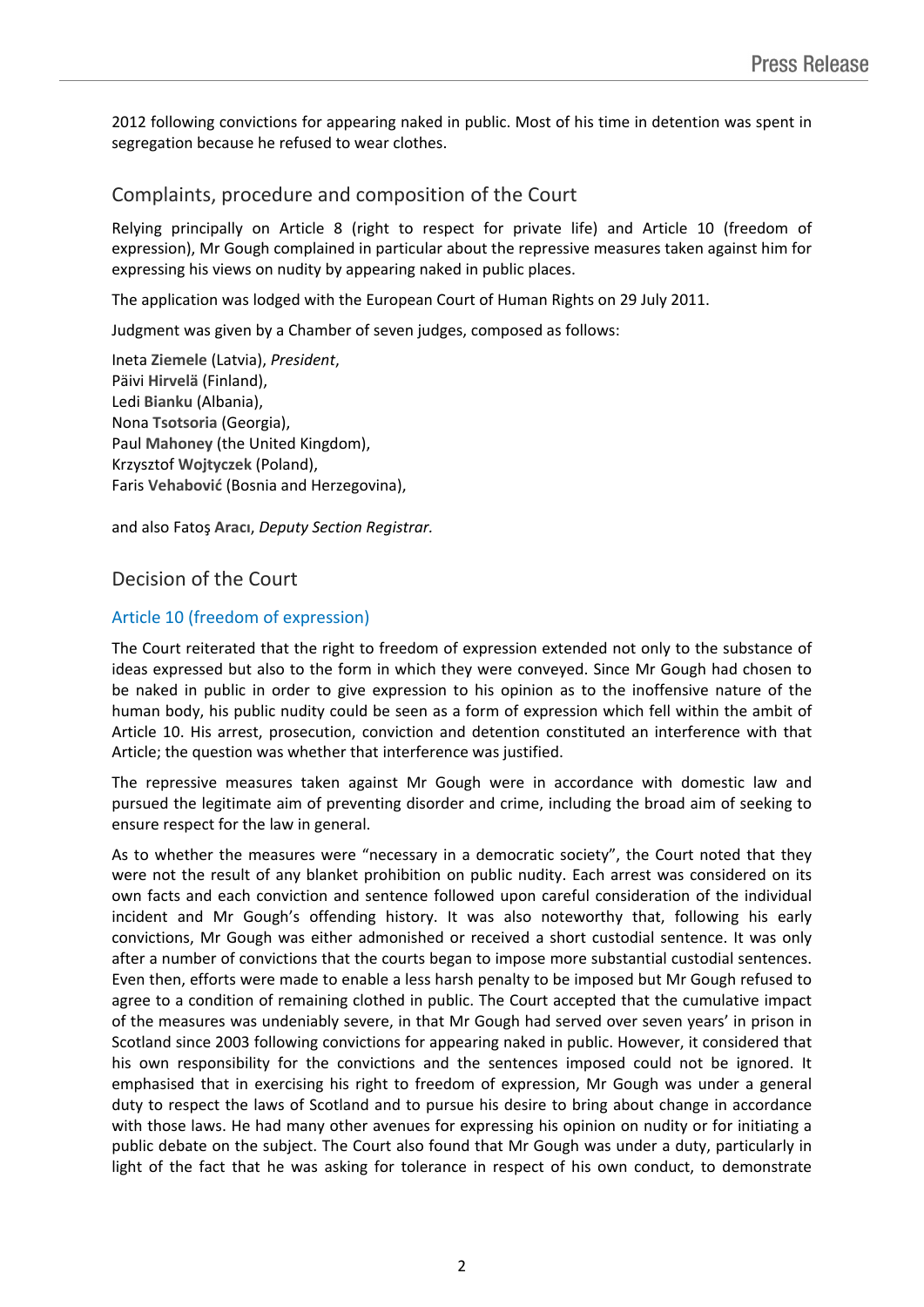2012 following convictions for appearing naked in public. Most of his time in detention was spent in segregation because he refused to wear clothes.

## Complaints, procedure and composition of the Court

Relying principally on Article 8 (right to respect for private life) and Article 10 (freedom of expression), Mr Gough complained in particular about the repressive measures taken against him for expressing his views on nudity by appearing naked in public places.

The application was lodged with the European Court of Human Rights on 29 July 2011.

Judgment was given by a Chamber of seven judges, composed as follows:

Ineta **Ziemele** (Latvia), *President*,
Päivi **Hirvelä** (Finland),
Ledi **Bianku** (Albania),
Nona **Tsotsoria** (Georgia),
Paul **Mahoney** (the United Kingdom),
Krzysztof **Wojtyczek** (Poland),
Faris **Vehabović** (Bosnia and Herzegovina),

and also Fatoş **Aracı**, *Deputy Section Registrar.*

## Decision of the Court

### Article 10 (freedom of expression)

The Court reiterated that the right to freedom of expression extended not only to the substance of ideas expressed but also to the form in which they were conveyed. Since Mr Gough had chosen to be naked in public in order to give expression to his opinion as to the inoffensive nature of the human body, his public nudity could be seen as a form of expression which fell within the ambit of Article 10. His arrest, prosecution, conviction and detention constituted an interference with that Article; the question was whether that interference was justified.

The repressive measures taken against Mr Gough were in accordance with domestic law and pursued the legitimate aim of preventing disorder and crime, including the broad aim of seeking to ensure respect for the law in general.

As to whether the measures were "necessary in a democratic society", the Court noted that they were not the result of any blanket prohibition on public nudity. Each arrest was considered on its own facts and each conviction and sentence followed upon careful consideration of the individual incident and Mr Gough's offending history. It was also noteworthy that, following his early convictions, Mr Gough was either admonished or received a short custodial sentence. It was only after a number of convictions that the courts began to impose more substantial custodial sentences. Even then, efforts were made to enable a less harsh penalty to be imposed but Mr Gough refused to agree to a condition of remaining clothed in public. The Court accepted that the cumulative impact of the measures was undeniably severe, in that Mr Gough had served over seven years' in prison in Scotland since 2003 following convictions for appearing naked in public. However, it considered that his own responsibility for the convictions and the sentences imposed could not be ignored. It emphasised that in exercising his right to freedom of expression, Mr Gough was under a general duty to respect the laws of Scotland and to pursue his desire to bring about change in accordance with those laws. He had many other avenues for expressing his opinion on nudity or for initiating a public debate on the subject. The Court also found that Mr Gough was under a duty, particularly in light of the fact that he was asking for tolerance in respect of his own conduct, to demonstrate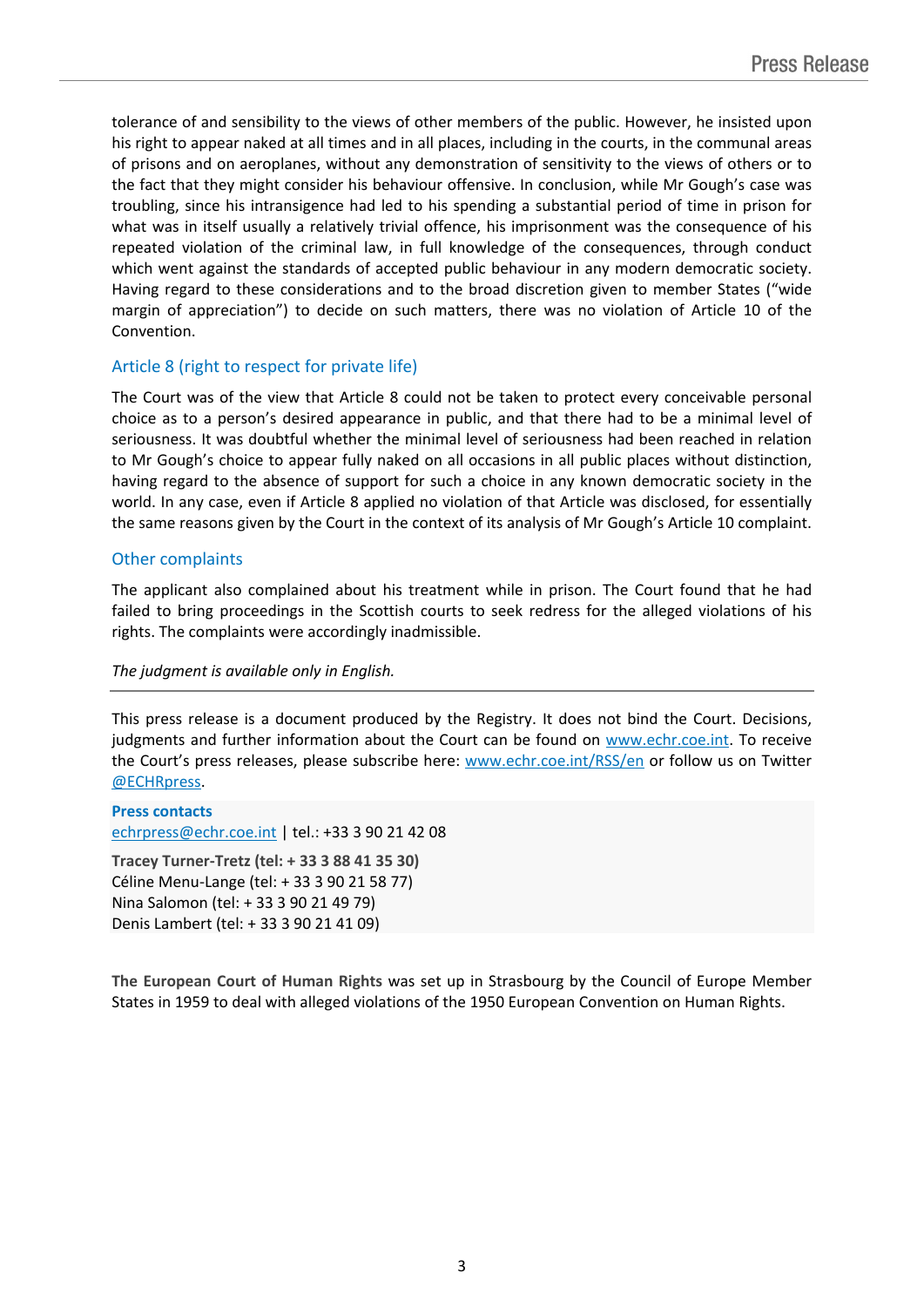tolerance of and sensibility to the views of other members of the public. However, he insisted upon his right to appear naked at all times and in all places, including in the courts, in the communal areas of prisons and on aeroplanes, without any demonstration of sensitivity to the views of others or to the fact that they might consider his behaviour offensive. In conclusion, while Mr Gough's case was troubling, since his intransigence had led to his spending a substantial period of time in prison for what was in itself usually a relatively trivial offence, his imprisonment was the consequence of his repeated violation of the criminal law, in full knowledge of the consequences, through conduct which went against the standards of accepted public behaviour in any modern democratic society. Having regard to these considerations and to the broad discretion given to member States ("wide margin of appreciation") to decide on such matters, there was no violation of Article 10 of the Convention.

### Article 8 (right to respect for private life)

The Court was of the view that Article 8 could not be taken to protect every conceivable personal choice as to a person's desired appearance in public, and that there had to be a minimal level of seriousness. It was doubtful whether the minimal level of seriousness had been reached in relation to Mr Gough's choice to appear fully naked on all occasions in all public places without distinction, having regard to the absence of support for such a choice in any known democratic society in the world. In any case, even if Article 8 applied no violation of that Article was disclosed, for essentially the same reasons given by the Court in the context of its analysis of Mr Gough's Article 10 complaint.

### Other complaints

The applicant also complained about his treatment while in prison. The Court found that he had failed to bring proceedings in the Scottish courts to seek redress for the alleged violations of his rights. The complaints were accordingly inadmissible.

*The judgment is available only in English.*

---

This press release is a document produced by the Registry. It does not bind the Court. Decisions, judgments and further information about the Court can be found on www.echr.coe.int. To receive the Court's press releases, please subscribe here: www.echr.coe.int/RSS/en or follow us on Twitter @ECHRpress.

**Press contacts**
echrpress@echr.coe.int | tel.: +33 3 90 21 42 08

**Tracey Turner-Tretz (tel: + 33 3 88 41 35 30)**
Céline Menu-Lange (tel: + 33 3 90 21 58 77)
Nina Salomon (tel: + 33 3 90 21 49 79)
Denis Lambert (tel: + 33 3 90 21 41 09)

**The European Court of Human Rights** was set up in Strasbourg by the Council of Europe Member States in 1959 to deal with alleged violations of the 1950 European Convention on Human Rights.